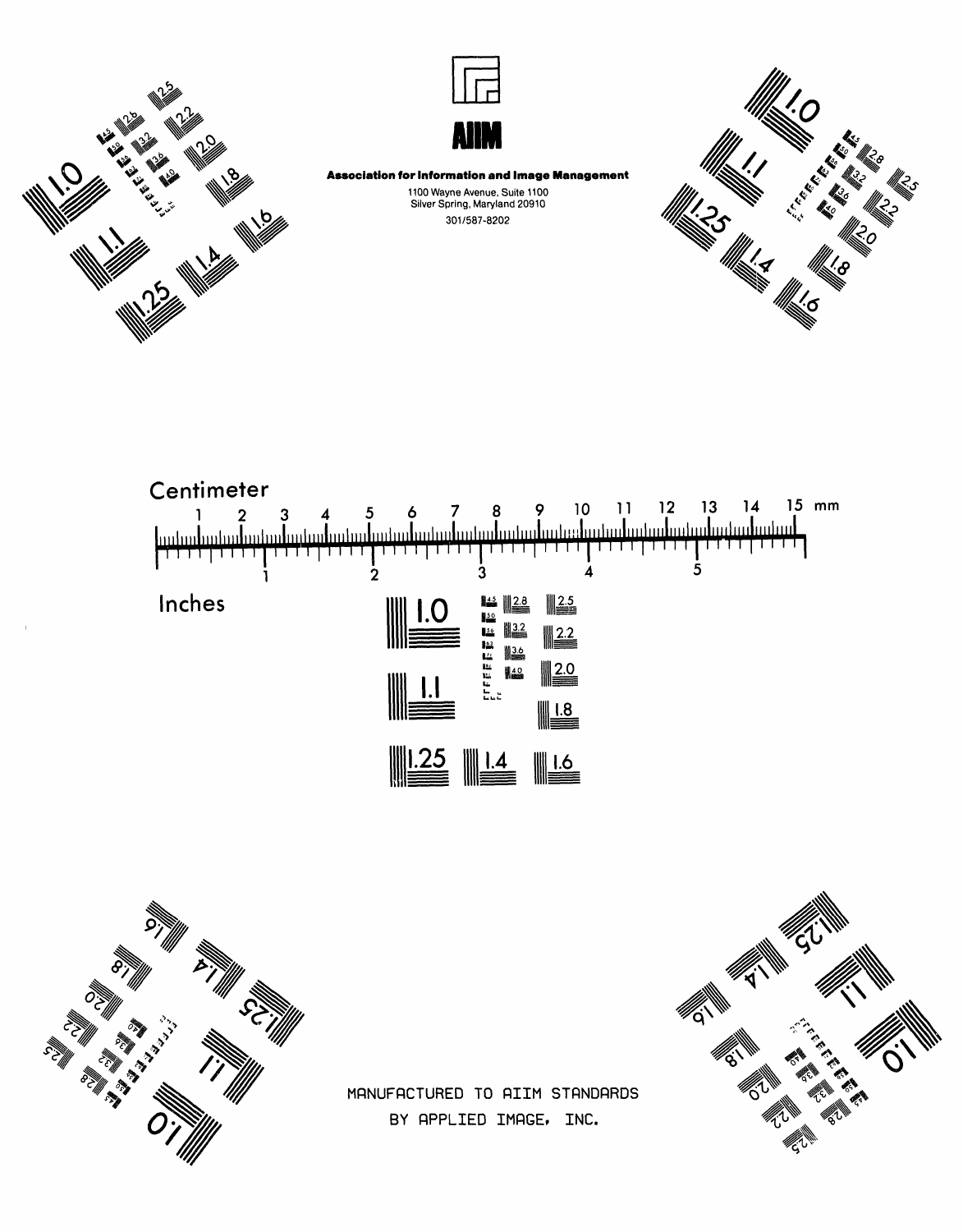AIIM

**Association for Information and Image Management**

1100 Wayne Avenue, Suite 1100
Silver Spring, Maryland 20910
301/587-8202

Centimeter

Inches

MANUFACTURED TO AIIM STANDARDS
BY APPLIED IMAGE, INC.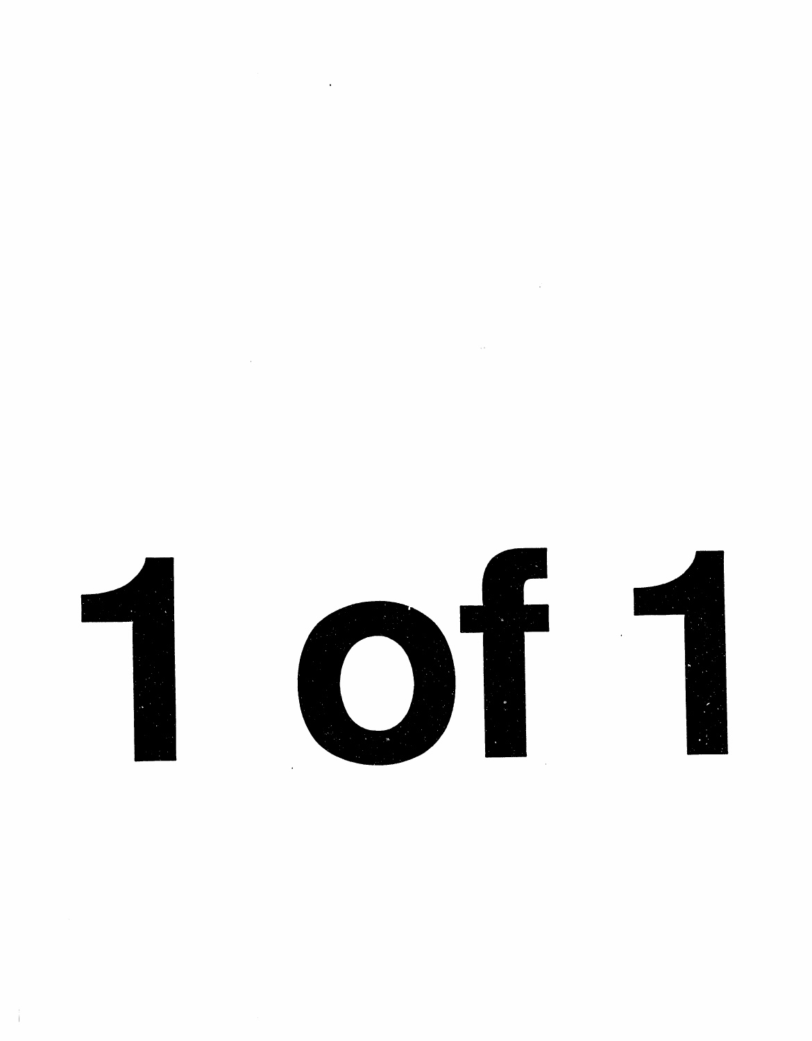# 1 of 1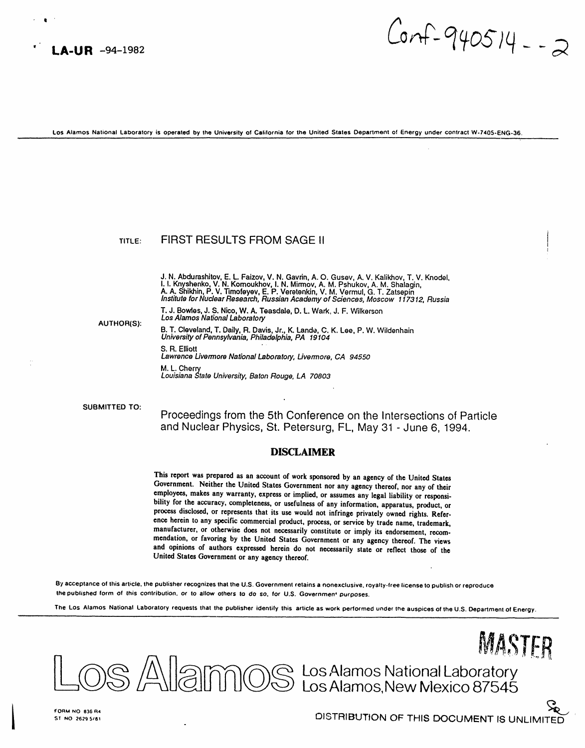LA-UR -94-1982

Conf-940514--2

Los Alamos National Laboratory is operated by the University of California for the United States Department of Energy under contract W-7405-ENG-36.

TITLE: FIRST RESULTS FROM SAGE II

AUTHOR(S):

J. N. Abdurashitov, E. L. Faizov, V. N. Gavrin, A. O. Gusev, A. V. Kalikhov, T. V. Knodel, I. I. Knyshenko, V. N. Kornoukhov, I. N. Mirmov, A. M. Pshukov, A. M. Shalagin, A. A. Shikhin, P. V. Timofeyev, E. P. Veretenkin, V. M. Vermul, G. T. Zatsepin
*Institute for Nuclear Research, Russian Academy of Sciences, Moscow 117312, Russia*

T. J. Bowles, J. S. Nico, W. A. Teasdale, D. L. Wark, J. F. Wilkerson
*Los Alamos National Laboratory*

B. T. Cleveland, T. Daily, R. Davis, Jr., K. Lande, C. K. Lee, P. W. Wildenhain
*University of Pennsylvania, Philadelphia, PA 19104*

S. R. Elliott
*Lawrence Livermore National Laboratory, Livermore, CA 94550*

M. L. Cherry
*Louisiana State University, Baton Rouge, LA 70803*

SUBMITTED TO:

Proceedings from the 5th Conference on the Intersections of Particle and Nuclear Physics, St. Petersurg, FL, May 31 - June 6, 1994.

**DISCLAIMER**

This report was prepared as an account of work sponsored by an agency of the United States Government. Neither the United States Government nor any agency thereof, nor any of their employees, makes any warranty, express or implied, or assumes any legal liability or responsibility for the accuracy, completeness, or usefulness of any information, apparatus, product, or process disclosed, or represents that its use would not infringe privately owned rights. Reference herein to any specific commercial product, process, or service by trade name, trademark, manufacturer, or otherwise does not necessarily constitute or imply its endorsement, recommendation, or favoring by the United States Government or any agency thereof. The views and opinions of authors expressed herein do not necessarily state or reflect those of the United States Government or any agency thereof.

By acceptance of this article, the publisher recognizes that the U.S. Government retains a nonexclusive, royalty-free license to publish or reproduce the published form of this contribution, or to allow others to do so, for U.S. Government purposes.

The Los Alamos National Laboratory requests that the publisher identify this article as work performed under the auspices of the U.S. Department of Energy.

MASTER

Los Alamos — Los Alamos National Laboratory, Los Alamos, New Mexico 87545

FORM NO 836 R4
ST NO 2629 5/81

DISTRIBUTION OF THIS DOCUMENT IS UNLIMITED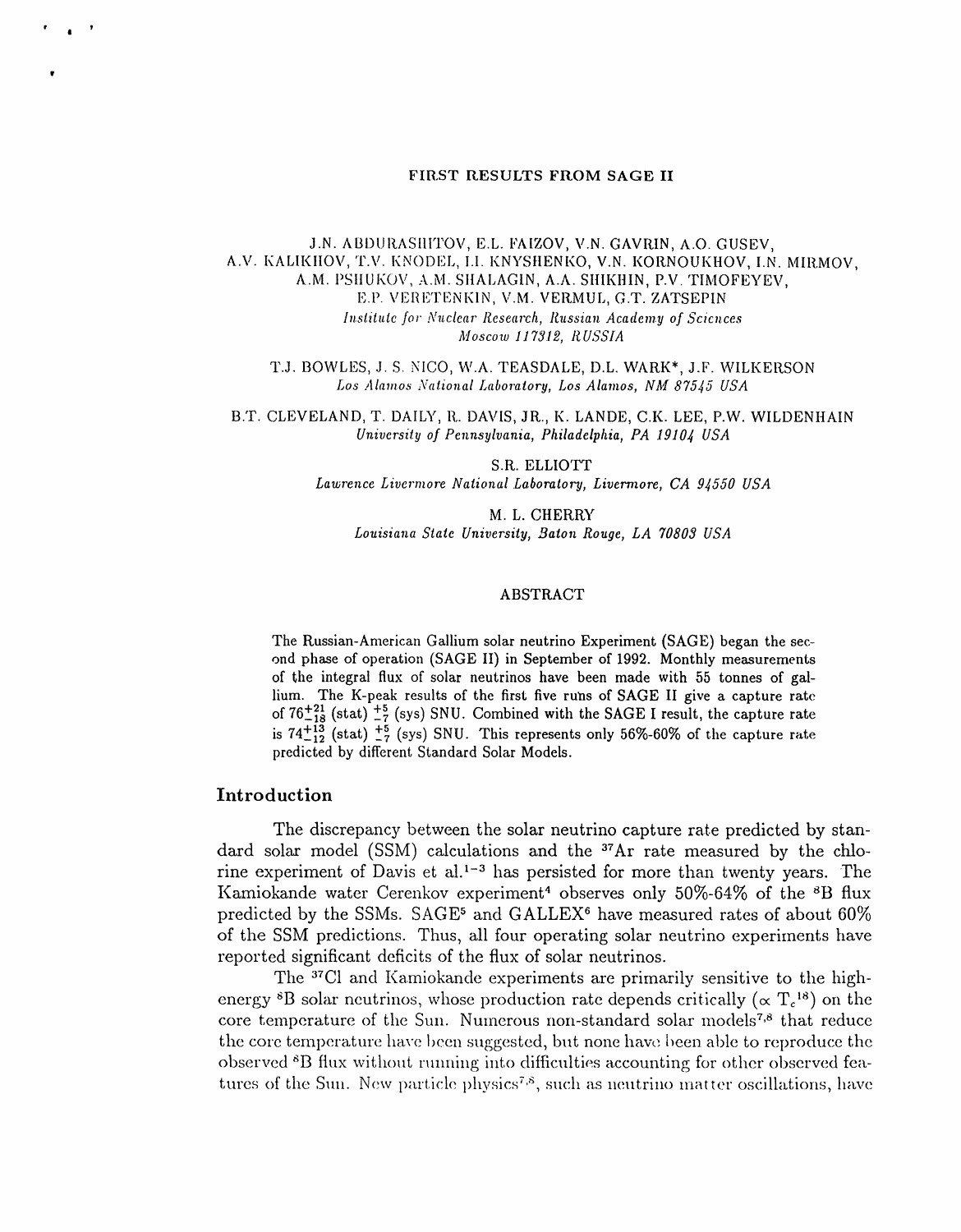**FIRST RESULTS FROM SAGE II**

J.N. ABDURASHITOV, E.L. FAIZOV, V.N. GAVRIN, A.O. GUSEV, A.V. KALIKHOV, T.V. KNODEL, I.I. KNYSHENKO, V.N. KORNOUKHOV, I.N. MIRMOV, A.M. PSHUKOV, A.M. SHALAGIN, A.A. SHIKHIN, P.V. TIMOFEYEV, E.P. VERETENKIN, V.M. VERMUL, G.T. ZATSEPIN
*Institute for Nuclear Research, Russian Academy of Sciences*
*Moscow 117312, RUSSIA*

T.J. BOWLES, J. S. NICO, W.A. TEASDALE, D.L. WARK*, J.F. WILKERSON
*Los Alamos National Laboratory, Los Alamos, NM 87545 USA*

B.T. CLEVELAND, T. DAILY, R. DAVIS, JR., K. LANDE, C.K. LEE, P.W. WILDENHAIN
*University of Pennsylvania, Philadelphia, PA 19104 USA*

S.R. ELLIOTT
*Lawrence Livermore National Laboratory, Livermore, CA 94550 USA*

M. L. CHERRY
*Louisiana State University, Baton Rouge, LA 70803 USA*

ABSTRACT

The Russian-American Gallium solar neutrino Experiment (SAGE) began the second phase of operation (SAGE II) in September of 1992. Monthly measurements of the integral flux of solar neutrinos have been made with 55 tonnes of gallium. The K-peak results of the first five runs of SAGE II give a capture rate of $76^{+21}_{-18}$ (stat) $^{+5}_{-7}$ (sys) SNU. Combined with the SAGE I result, the capture rate is $74^{+13}_{-12}$ (stat) $^{+5}_{-7}$ (sys) SNU. This represents only 56%-60% of the capture rate predicted by different Standard Solar Models.

## Introduction

The discrepancy between the solar neutrino capture rate predicted by standard solar model (SSM) calculations and the $^{37}$Ar rate measured by the chlorine experiment of Davis et al.[1-3] has persisted for more than twenty years. The Kamiokande water Cerenkov experiment[4] observes only 50%-64% of the $^{8}$B flux predicted by the SSMs. SAGE[5] and GALLEX[6] have measured rates of about 60% of the SSM predictions. Thus, all four operating solar neutrino experiments have reported significant deficits of the flux of solar neutrinos.

The $^{37}$Cl and Kamiokande experiments are primarily sensitive to the high-energy $^{8}$B solar neutrinos, whose production rate depends critically ($\propto T_c^{18}$) on the core temperature of the Sun. Numerous non-standard solar models[7,8] that reduce the core temperature have been suggested, but none have been able to reproduce the observed $^{8}$B flux without running into difficulties accounting for other observed features of the Sun. New particle physics[7,8], such as neutrino matter oscillations, have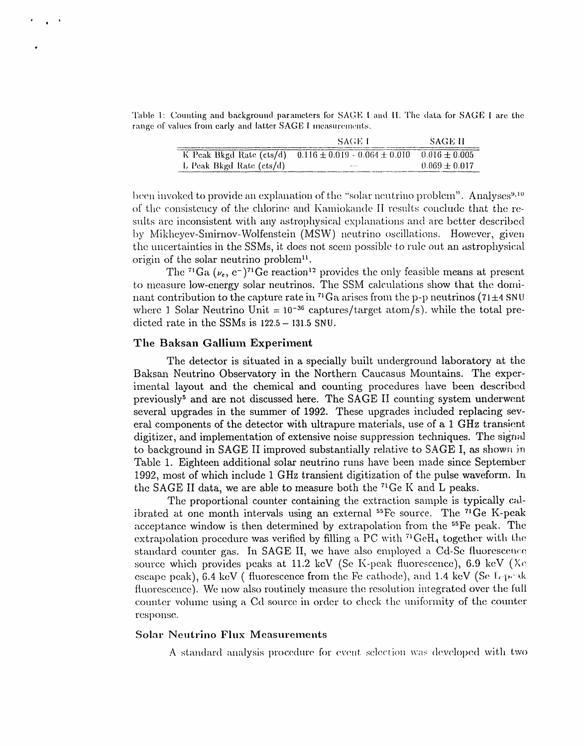Table 1: Counting and background parameters for SAGE I and II. The data for SAGE I are the range of values from early and latter SAGE I measurements.

| | SAGE I | SAGE II |
|---|---|---|
| K Peak Bkgd Rate (cts/d) | $0.116 \pm 0.019$ - $0.064 \pm 0.010$ | $0.016 \pm 0.005$ |
| L Peak Bkgd Rate (cts/d) | -- | $0.069 \pm 0.017$ |

been invoked to provide an explanation of the "solar neutrino problem". Analyses[9,10] of the consistency of the chlorine and Kamiokande II results conclude that the results are inconsistent with any astrophysical explanations and are better described by Mikheyev-Smirnov-Wolfenstein (MSW) neutrino oscillations. However, given the uncertainties in the SSMs, it does not seem possible to rule out an astrophysical origin of the solar neutrino problem[11].

The $^{71}$Ga $(\nu_e, e^-)^{71}$Ge reaction[12] provides the only feasible means at present to measure low-energy solar neutrinos. The SSM calculations show that the dominant contribution to the capture rate in $^{71}$Ga arises from the p-p neutrinos ($71 \pm 4$ SNU where 1 Solar Neutrino Unit = $10^{-36}$ captures/target atom/s), while the total predicted rate in the SSMs is $122.5 - 131.5$ SNU.

## The Baksan Gallium Experiment

The detector is situated in a specially built underground laboratory at the Baksan Neutrino Observatory in the Northern Caucasus Mountains. The experimental layout and the chemical and counting procedures have been described previously[5] and are not discussed here. The SAGE II counting system underwent several upgrades in the summer of 1992. These upgrades included replacing several components of the detector with ultrapure materials, use of a 1 GHz transient digitizer, and implementation of extensive noise suppression techniques. The signal to background in SAGE II improved substantially relative to SAGE I, as shown in Table 1. Eighteen additional solar neutrino runs have been made since September 1992, most of which include 1 GHz transient digitization of the pulse waveform. In the SAGE II data, we are able to measure both the $^{71}$Ge K and L peaks.

The proportional counter containing the extraction sample is typically calibrated at one month intervals using an external $^{55}$Fe source. The $^{71}$Ge K-peak acceptance window is then determined by extrapolation from the $^{55}$Fe peak. The extrapolation procedure was verified by filling a PC with $^{71}GeH_4$ together with the standard counter gas. In SAGE II, we have also employed a Cd-Se fluorescence source which provides peaks at 11.2 keV (Se K-peak fluorescence), 6.9 keV (Xe escape peak), 6.4 keV ( fluorescence from the Fe cathode), and 1.4 keV (Se L-peak fluorescence). We now also routinely measure the resolution integrated over the full counter volume using a Cd source in order to check the uniformity of the counter response.

## Solar Neutrino Flux Measurements

A standard analysis procedure for event selection was developed with two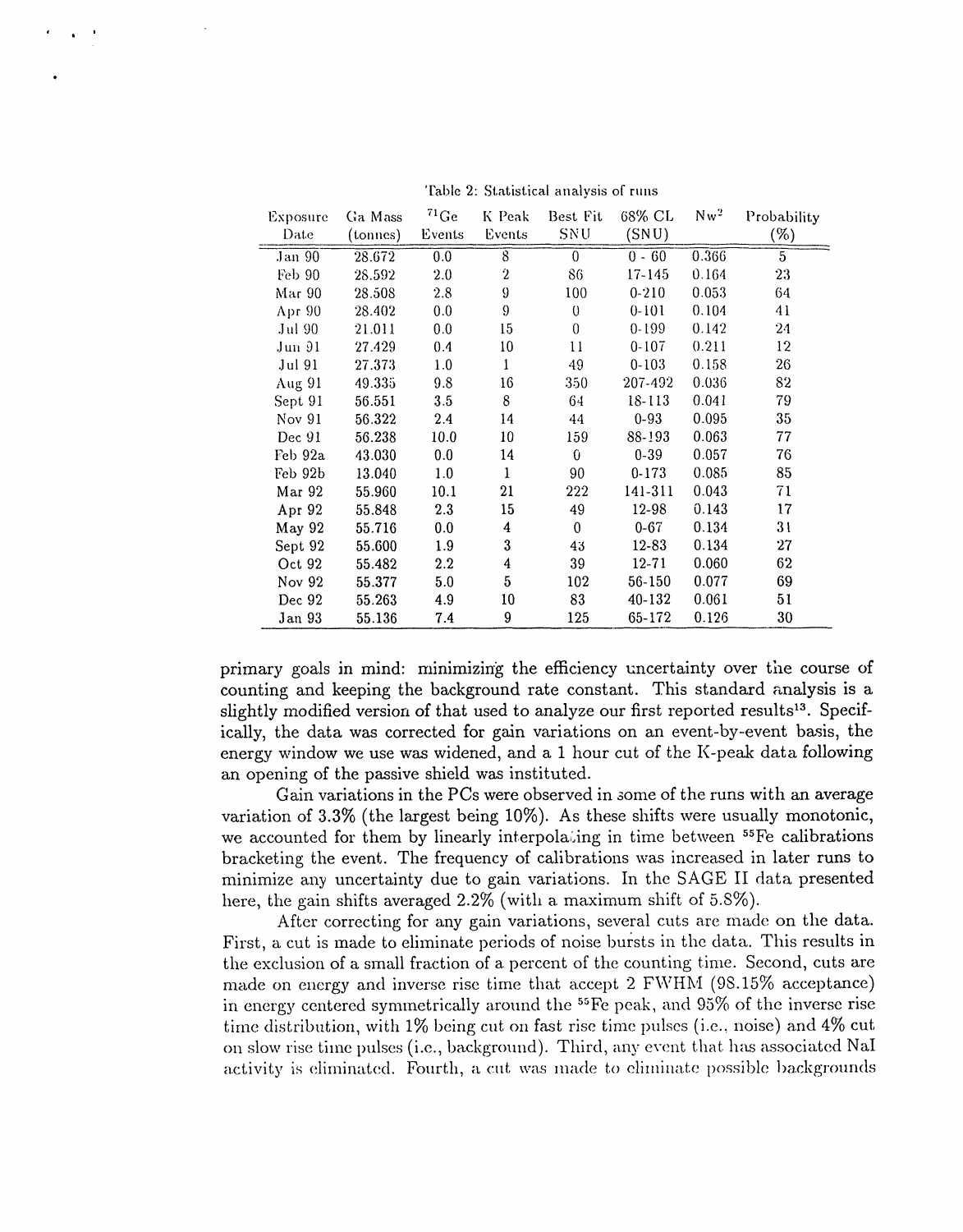Table 2: Statistical analysis of runs

| Exposure Date | Ga Mass (tonnes) | $^{71}$Ge Events | K Peak Events | Best Fit SNU | 68% CL (SNU) | $Nw^2$ | Probability (%) |
|---|---|---|---|---|---|---|---|
| Jan 90 | 28.672 | 0.0 | 8 | 0 | 0 - 60 | 0.366 | 5 |
| Feb 90 | 28.592 | 2.0 | 2 | 86 | 17-145 | 0.164 | 23 |
| Mar 90 | 28.508 | 2.8 | 9 | 100 | 0-210 | 0.053 | 64 |
| Apr 90 | 28.402 | 0.0 | 9 | 0 | 0-101 | 0.104 | 41 |
| Jul 90 | 21.011 | 0.0 | 15 | 0 | 0-199 | 0.142 | 24 |
| Jun 91 | 27.429 | 0.4 | 10 | 11 | 0-107 | 0.211 | 12 |
| Jul 91 | 27.373 | 1.0 | 1 | 49 | 0-103 | 0.158 | 26 |
| Aug 91 | 49.335 | 9.8 | 16 | 350 | 207-492 | 0.036 | 82 |
| Sept 91 | 56.551 | 3.5 | 8 | 64 | 18-113 | 0.041 | 79 |
| Nov 91 | 56.322 | 2.4 | 14 | 44 | 0-93 | 0.095 | 35 |
| Dec 91 | 56.238 | 10.0 | 10 | 159 | 88-193 | 0.063 | 77 |
| Feb 92a | 43.030 | 0.0 | 14 | 0 | 0-39 | 0.057 | 76 |
| Feb 92b | 13.040 | 1.0 | 1 | 90 | 0-173 | 0.085 | 85 |
| Mar 92 | 55.960 | 10.1 | 21 | 222 | 141-311 | 0.043 | 71 |
| Apr 92 | 55.848 | 2.3 | 15 | 49 | 12-98 | 0.143 | 17 |
| May 92 | 55.716 | 0.0 | 4 | 0 | 0-67 | 0.134 | 31 |
| Sept 92 | 55.600 | 1.9 | 3 | 43 | 12-83 | 0.134 | 27 |
| Oct 92 | 55.482 | 2.2 | 4 | 39 | 12-71 | 0.060 | 62 |
| Nov 92 | 55.377 | 5.0 | 5 | 102 | 56-150 | 0.077 | 69 |
| Dec 92 | 55.263 | 4.9 | 10 | 83 | 40-132 | 0.061 | 51 |
| Jan 93 | 55.136 | 7.4 | 9 | 125 | 65-172 | 0.126 | 30 |

primary goals in mind: minimizing the efficiency uncertainty over the course of counting and keeping the background rate constant. This standard analysis is a slightly modified version of that used to analyze our first reported results[13]. Specifically, the data was corrected for gain variations on an event-by-event basis, the energy window we use was widened, and a 1 hour cut of the K-peak data following an opening of the passive shield was instituted.

Gain variations in the PCs were observed in some of the runs with an average variation of 3.3% (the largest being 10%). As these shifts were usually monotonic, we accounted for them by linearly interpolating in time between $^{55}$Fe calibrations bracketing the event. The frequency of calibrations was increased in later runs to minimize any uncertainty due to gain variations. In the SAGE II data presented here, the gain shifts averaged 2.2% (with a maximum shift of 5.8%).

After correcting for any gain variations, several cuts are made on the data. First, a cut is made to eliminate periods of noise bursts in the data. This results in the exclusion of a small fraction of a percent of the counting time. Second, cuts are made on energy and inverse rise time that accept 2 FWHM (98.15% acceptance) in energy centered symmetrically around the $^{55}$Fe peak, and 95% of the inverse rise time distribution, with 1% being cut on fast rise time pulses (i.e., noise) and 4% cut on slow rise time pulses (i.e., background). Third, any event that has associated NaI activity is eliminated. Fourth, a cut was made to eliminate possible backgrounds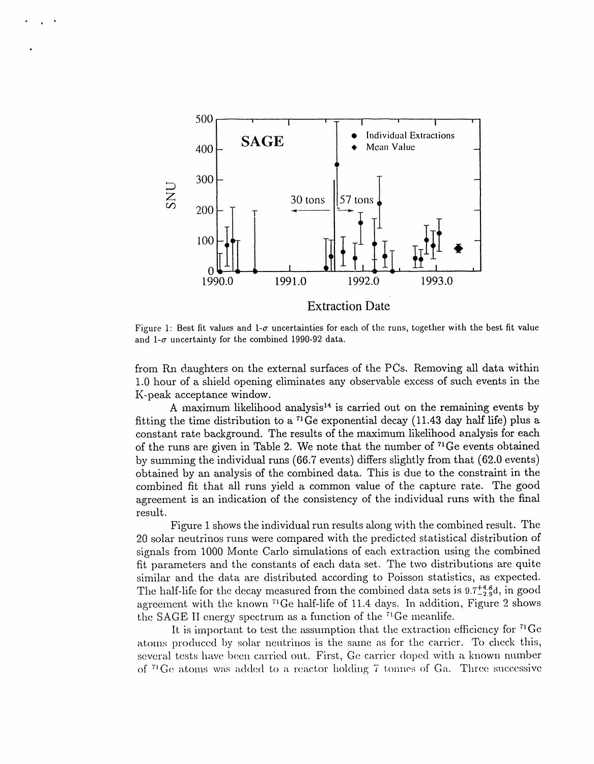Figure 1: Best fit values and 1-$\sigma$ uncertainties for each of the runs, together with the best fit value and 1-$\sigma$ uncertainty for the combined 1990-92 data.

from Rn daughters on the external surfaces of the PCs. Removing all data within 1.0 hour of a shield opening eliminates any observable excess of such events in the K-peak acceptance window.

A maximum likelihood analysis[14] is carried out on the remaining events by fitting the time distribution to a $^{71}$Ge exponential decay (11.43 day half life) plus a constant rate background. The results of the maximum likelihood analysis for each of the runs are given in Table 2. We note that the number of $^{71}$Ge events obtained by summing the individual runs (66.7 events) differs slightly from that (62.0 events) obtained by an analysis of the combined data. This is due to the constraint in the combined fit that all runs yield a common value of the capture rate. The good agreement is an indication of the consistency of the individual runs with the final result.

Figure 1 shows the individual run results along with the combined result. The 20 solar neutrinos runs were compared with the predicted statistical distribution of signals from 1000 Monte Carlo simulations of each extraction using the combined fit parameters and the constants of each data set. The two distributions are quite similar and the data are distributed according to Poisson statistics, as expected. The half-life for the decay measured from the combined data sets is $9.7^{+4.8}_{-2.9}$d, in good agreement with the known $^{71}$Ge half-life of 11.4 days. In addition, Figure 2 shows the SAGE II energy spectrum as a function of the $^{71}$Ge meanlife.

It is important to test the assumption that the extraction efficiency for $^{71}$Ge atoms produced by solar neutrinos is the same as for the carrier. To check this, several tests have been carried out. First, Ge carrier doped with a known number of $^{71}$Ge atoms was added to a reactor holding 7 tonnes of Ga. Three successive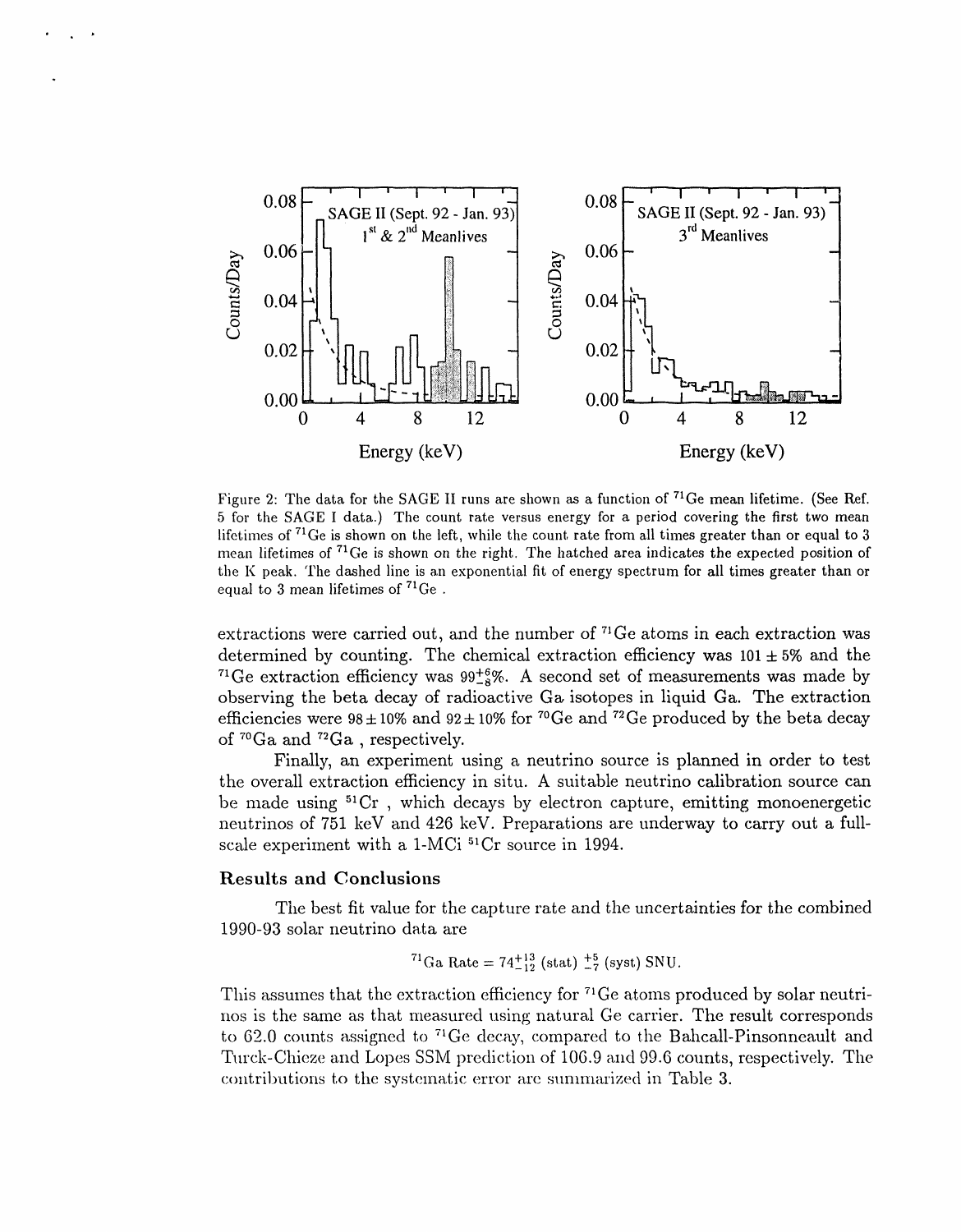Figure 2: The data for the SAGE II runs are shown as a function of $^{71}$Ge mean lifetime. (See Ref. 5 for the SAGE I data.) The count rate versus energy for a period covering the first two mean lifetimes of $^{71}$Ge is shown on the left, while the count rate from all times greater than or equal to 3 mean lifetimes of $^{71}$Ge is shown on the right. The hatched area indicates the expected position of the K peak. The dashed line is an exponential fit of energy spectrum for all times greater than or equal to 3 mean lifetimes of $^{71}$Ge .

extractions were carried out, and the number of $^{71}$Ge atoms in each extraction was determined by counting. The chemical extraction efficiency was $101 \pm 5\%$ and the $^{71}$Ge extraction efficiency was $99^{+6}_{-8}\%$. A second set of measurements was made by observing the beta decay of radioactive Ga isotopes in liquid Ga. The extraction efficiencies were $98 \pm 10\%$ and $92 \pm 10\%$ for $^{70}$Ge and $^{72}$Ge produced by the beta decay of $^{70}$Ga and $^{72}$Ga , respectively.

Finally, an experiment using a neutrino source is planned in order to test the overall extraction efficiency in situ. A suitable neutrino calibration source can be made using $^{51}$Cr , which decays by electron capture, emitting monoenergetic neutrinos of 751 keV and 426 keV. Preparations are underway to carry out a full-scale experiment with a 1-MCi $^{51}$Cr source in 1994.

### Results and Conclusions

The best fit value for the capture rate and the uncertainties for the combined 1990-93 solar neutrino data are

$$^{71}\text{Ga Rate} = 74^{+13}_{-12}\ (\text{stat})\ ^{+5}_{-7}\ (\text{syst})\ \text{SNU}.$$

This assumes that the extraction efficiency for $^{71}$Ge atoms produced by solar neutrinos is the same as that measured using natural Ge carrier. The result corresponds to 62.0 counts assigned to $^{71}$Ge decay, compared to the Bahcall-Pinsonneault and Turck-Chieze and Lopes SSM prediction of 106.9 and 99.6 counts, respectively. The contributions to the systematic error are summarized in Table 3.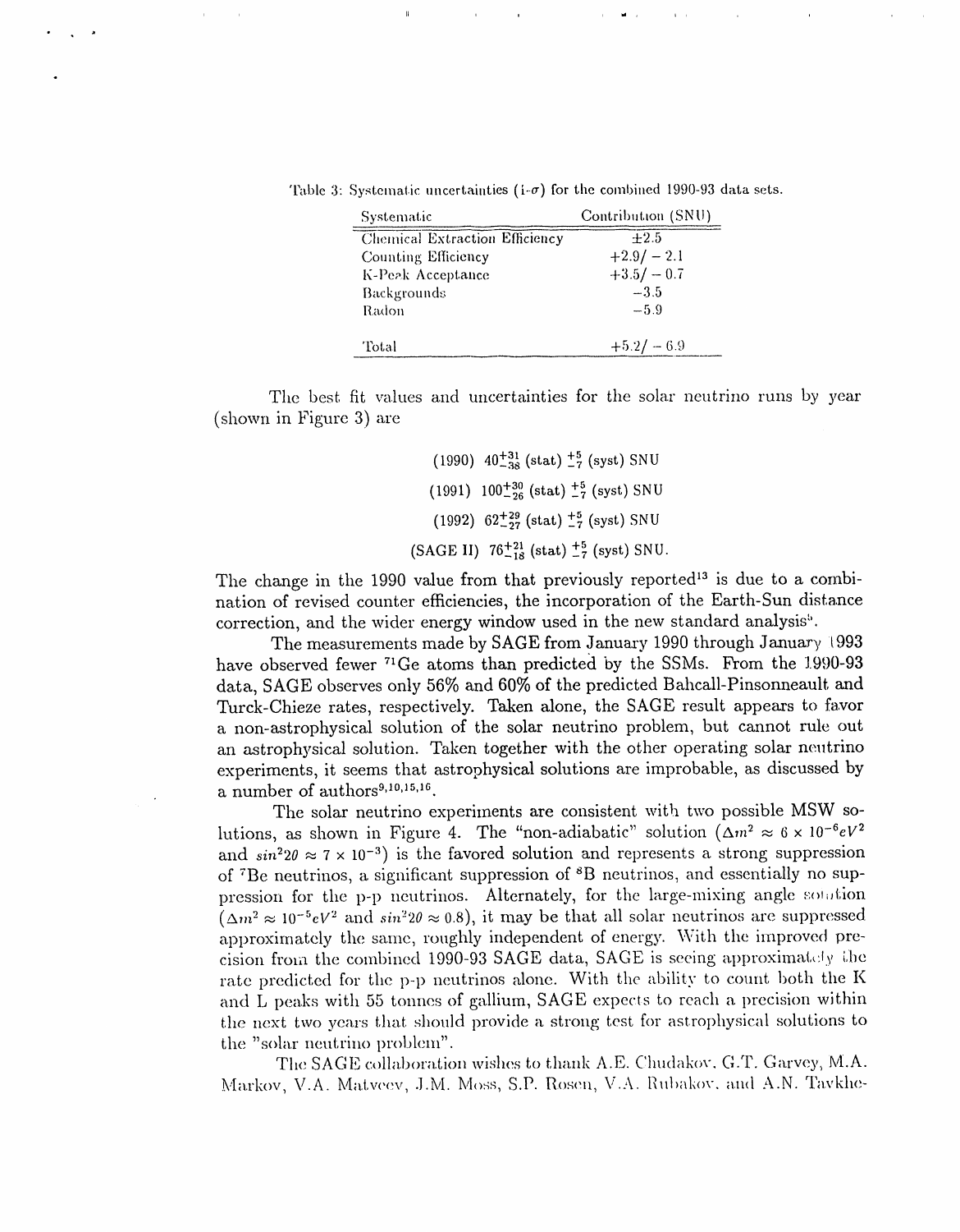Table 3: Systematic uncertainties (1-$\sigma$) for the combined 1990-93 data sets.

| Systematic | Contribution (SNU) |
|---|---|
| Chemical Extraction Efficiency | $\pm 2.5$ |
| Counting Efficiency | $+2.9/-2.1$ |
| K-Peak Acceptance | $+3.5/-0.7$ |
| Backgrounds | $-3.5$ |
| Radon | $-5.9$ |
| Total | $+5.2/-6.9$ |

The best fit values and uncertainties for the solar neutrino runs by year (shown in Figure 3) are

$$(1990)\ \ 40^{+31}_{-38}\ \text{(stat)}\ ^{+5}_{-7}\ \text{(syst) SNU}$$

$$(1991)\ \ 100^{+30}_{-26}\ \text{(stat)}\ ^{+5}_{-7}\ \text{(syst) SNU}$$

$$(1992)\ \ 62^{+29}_{-27}\ \text{(stat)}\ ^{+5}_{-7}\ \text{(syst) SNU}$$

$$(\text{SAGE II})\ \ 76^{+21}_{-18}\ \text{(stat)}\ ^{+5}_{-7}\ \text{(syst) SNU.}$$

The change in the 1990 value from that previously reported[13] is due to a combination of revised counter efficiencies, the incorporation of the Earth-Sun distance correction, and the wider energy window used in the new standard analysis[5].

The measurements made by SAGE from January 1990 through January 1993 have observed fewer $^{71}Ge$ atoms than predicted by the SSMs. From the 1990-93 data, SAGE observes only 56% and 60% of the predicted Bahcall-Pinsonneault and Turck-Chieze rates, respectively. Taken alone, the SAGE result appears to favor a non-astrophysical solution of the solar neutrino problem, but cannot rule out an astrophysical solution. Taken together with the other operating solar neutrino experiments, it seems that astrophysical solutions are improbable, as discussed by a number of authors[9,10,15,16].

The solar neutrino experiments are consistent with two possible MSW solutions, as shown in Figure 4. The "non-adiabatic" solution ($\Delta m^2 \approx 6 \times 10^{-6} eV^2$ and $sin^2 2\theta \approx 7 \times 10^{-3}$) is the favored solution and represents a strong suppression of $^7Be$ neutrinos, a significant suppression of $^8B$ neutrinos, and essentially no suppression for the p-p neutrinos. Alternately, for the large-mixing angle solution ($\Delta m^2 \approx 10^{-5} eV^2$ and $sin^2 2\theta \approx 0.8$), it may be that all solar neutrinos are suppressed approximately the same, roughly independent of energy. With the improved precision from the combined 1990-93 SAGE data, SAGE is seeing approximately the rate predicted for the p-p neutrinos alone. With the ability to count both the K and L peaks with 55 tonnes of gallium, SAGE expects to reach a precision within the next two years that should provide a strong test for astrophysical solutions to the "solar neutrino problem".

The SAGE collaboration wishes to thank A.E. Chudakov, G.T. Garvey, M.A. Markov, V.A. Matveev, J.M. Moss, S.P. Rosen, V.A. Rubakov, and A.N. Tavkhe-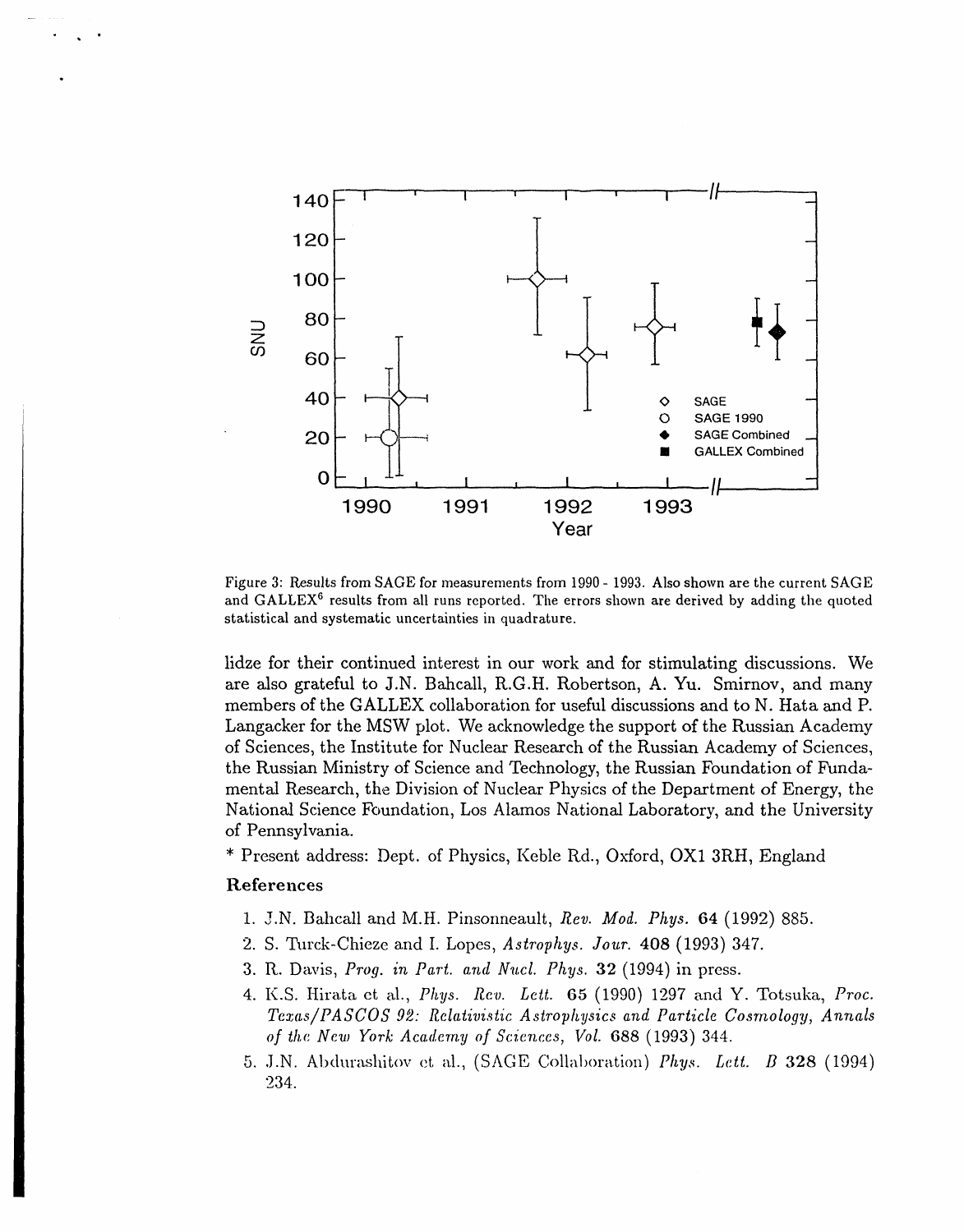Figure 3: Results from SAGE for measurements from 1990 - 1993. Also shown are the current SAGE and GALLEX[6] results from all runs reported. The errors shown are derived by adding the quoted statistical and systematic uncertainties in quadrature.

lidze for their continued interest in our work and for stimulating discussions. We are also grateful to J.N. Bahcall, R.G.H. Robertson, A. Yu. Smirnov, and many members of the GALLEX collaboration for useful discussions and to N. Hata and P. Langacker for the MSW plot. We acknowledge the support of the Russian Academy of Sciences, the Institute for Nuclear Research of the Russian Academy of Sciences, the Russian Ministry of Science and Technology, the Russian Foundation of Fundamental Research, the Division of Nuclear Physics of the Department of Energy, the National Science Foundation, Los Alamos National Laboratory, and the University of Pennsylvania.

* Present address: Dept. of Physics, Keble Rd., Oxford, OX1 3RH, England

### References

1. J.N. Bahcall and M.H. Pinsonneault, *Rev. Mod. Phys.* **64** (1992) 885.
2. S. Turck-Chieze and I. Lopes, *Astrophys. Jour.* **408** (1993) 347.
3. R. Davis, *Prog. in Part. and Nucl. Phys.* **32** (1994) in press.
4. K.S. Hirata et al., *Phys. Rev. Lett.* **65** (1990) 1297 and Y. Totsuka, *Proc. Texas/PASCOS 92: Relativistic Astrophysics and Particle Cosmology, Annals of the New York Academy of Sciences, Vol.* **688** (1993) 344.
5. J.N. Abdurashitov et al., (SAGE Collaboration) *Phys. Lett. B* **328** (1994) 234.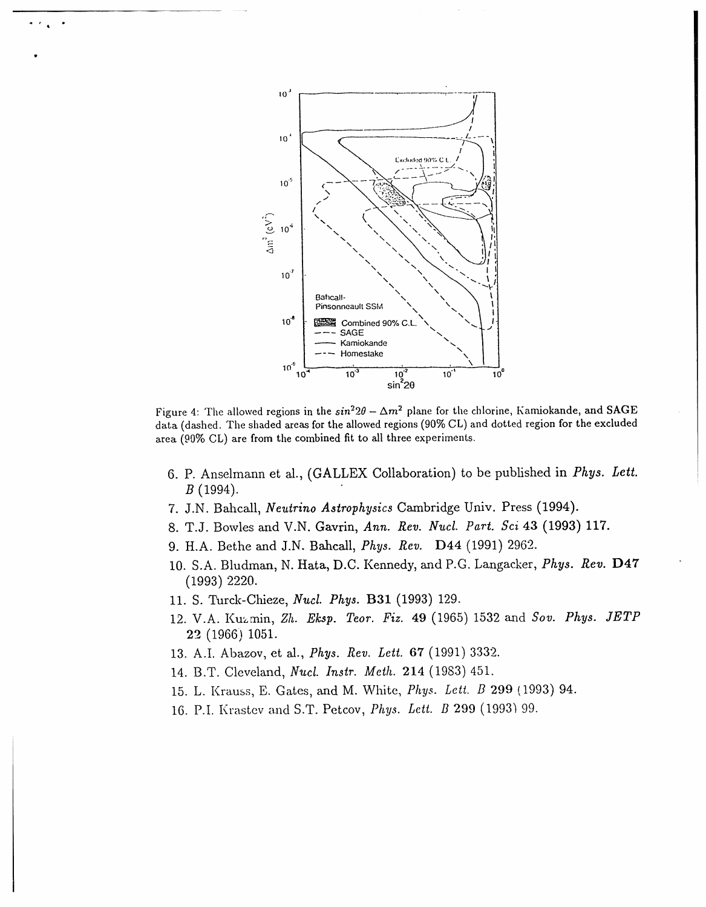Figure 4: The allowed regions in the $sin^2 2\theta - \Delta m^2$ plane for the chlorine, Kamiokande, and SAGE data (dashed. The shaded areas for the allowed regions (90% CL) and dotted region for the excluded area (90% CL) are from the combined fit to all three experiments.

6. P. Anselmann et al., (GALLEX Collaboration) to be published in *Phys. Lett. B* (1994).
7. J.N. Bahcall, *Neutrino Astrophysics* Cambridge Univ. Press (1994).
8. T.J. Bowles and V.N. Gavrin, *Ann. Rev. Nucl. Part. Sci* **43** (1993) 117.
9. H.A. Bethe and J.N. Bahcall, *Phys. Rev.* **D44** (1991) 2962.
10. S.A. Bludman, N. Hata, D.C. Kennedy, and P.G. Langacker, *Phys. Rev.* **D47** (1993) 2220.
11. S. Turck-Chieze, *Nucl. Phys.* **B31** (1993) 129.
12. V.A. Kuzmin, *Zh. Eksp. Teor. Fiz.* **49** (1965) 1532 and *Sov. Phys. JETP* **22** (1966) 1051.
13. A.I. Abazov, et al., *Phys. Rev. Lett.* **67** (1991) 3332.
14. B.T. Cleveland, *Nucl. Instr. Meth.* **214** (1983) 451.
15. L. Krauss, E. Gates, and M. White, *Phys. Lett. B* **299** (1993) 94.
16. P.I. Krastev and S.T. Petcov, *Phys. Lett. B* **299** (1993) 99.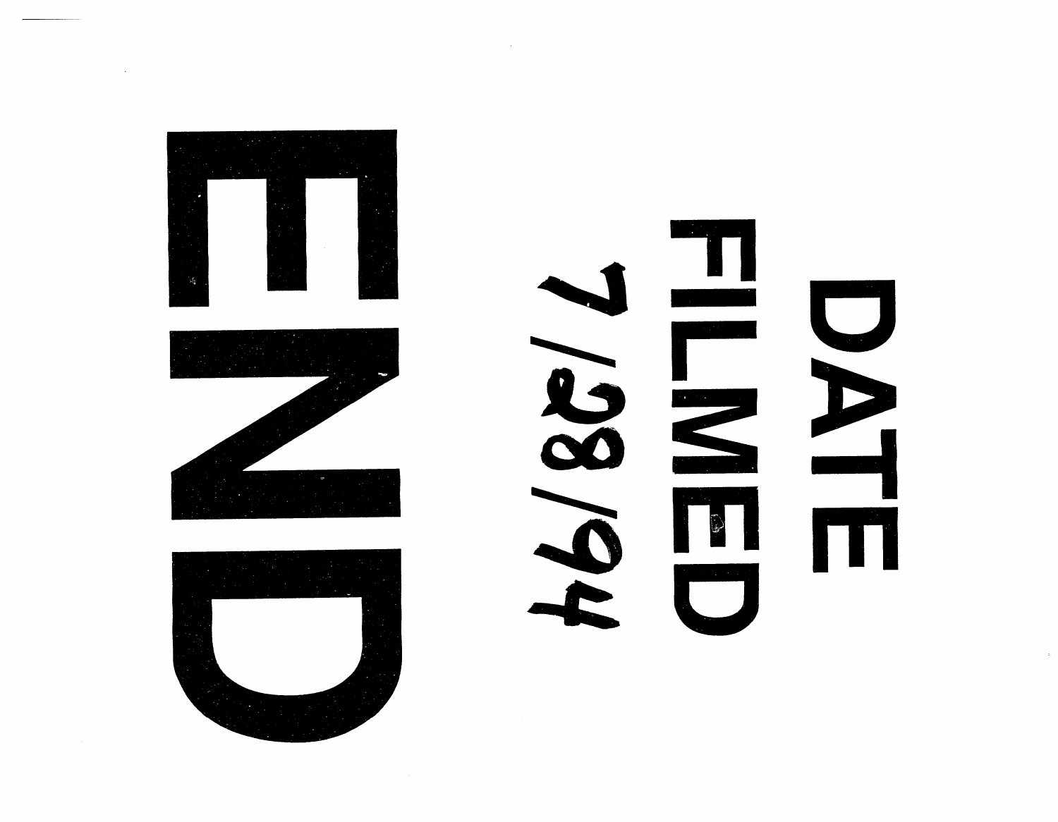# END

DATE
FILMED
7/28/94